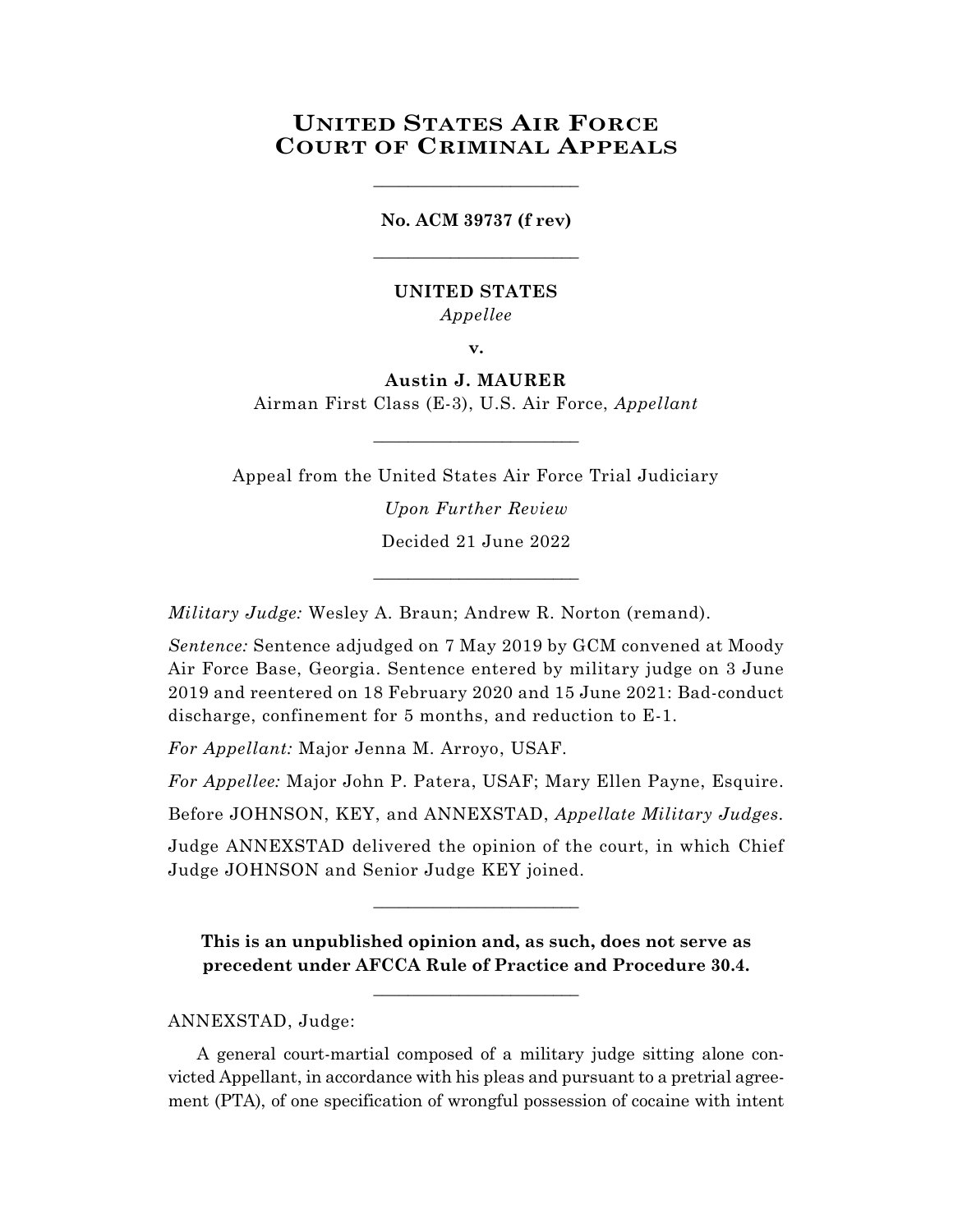# United States Air Force Court of Criminal Appeals

---

**No. ACM 39737 (f rev)**

---

**UNITED STATES**

*Appellee*

**v.**

**Austin J. MAURER**

Airman First Class (E-3), U.S. Air Force, *Appellant*

---

Appeal from the United States Air Force Trial Judiciary

*Upon Further Review*

Decided 21 June 2022

---

*Military Judge:* Wesley A. Braun; Andrew R. Norton (remand).

*Sentence:* Sentence adjudged on 7 May 2019 by GCM convened at Moody Air Force Base, Georgia. Sentence entered by military judge on 3 June 2019 and reentered on 18 February 2020 and 15 June 2021: Bad-conduct discharge, confinement for 5 months, and reduction to E-1.

*For Appellant:* Major Jenna M. Arroyo, USAF.

*For Appellee:* Major John P. Patera, USAF; Mary Ellen Payne, Esquire.

Before JOHNSON, KEY, and ANNEXSTAD, *Appellate Military Judges*.

Judge ANNEXSTAD delivered the opinion of the court, in which Chief Judge JOHNSON and Senior Judge KEY joined.

---

**This is an unpublished opinion and, as such, does not serve as precedent under AFCCA Rule of Practice and Procedure 30.4.**

---

ANNEXSTAD, Judge:

A general court-martial composed of a military judge sitting alone convicted Appellant, in accordance with his pleas and pursuant to a pretrial agreement (PTA), of one specification of wrongful possession of cocaine with intent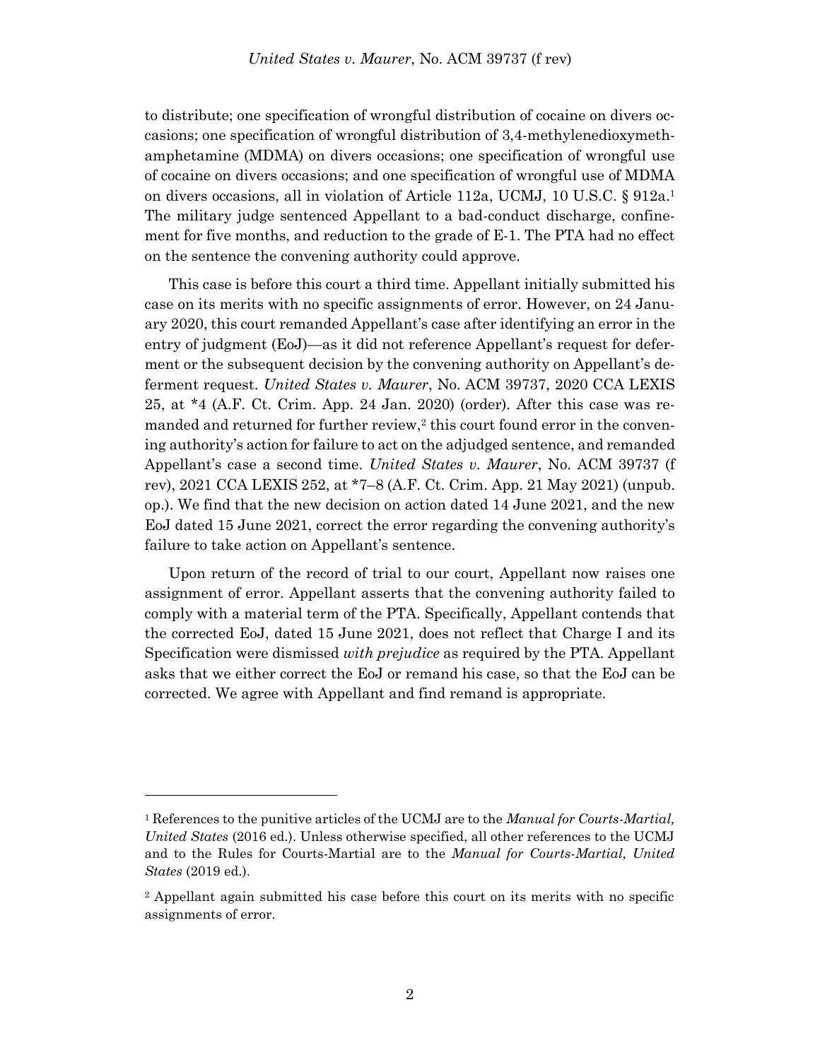to distribute; one specification of wrongful distribution of cocaine on divers occasions; one specification of wrongful distribution of 3,4-methylenedioxymethamphetamine (MDMA) on divers occasions; one specification of wrongful use of cocaine on divers occasions; and one specification of wrongful use of MDMA on divers occasions, all in violation of Article 112a, UCMJ, 10 U.S.C. § 912a.[1] The military judge sentenced Appellant to a bad-conduct discharge, confinement for five months, and reduction to the grade of E-1. The PTA had no effect on the sentence the convening authority could approve.

This case is before this court a third time. Appellant initially submitted his case on its merits with no specific assignments of error. However, on 24 January 2020, this court remanded Appellant's case after identifying an error in the entry of judgment (EoJ)—as it did not reference Appellant's request for deferment or the subsequent decision by the convening authority on Appellant's deferment request. *United States v. Maurer*, No. ACM 39737, 2020 CCA LEXIS 25, at *4 (A.F. Ct. Crim. App. 24 Jan. 2020) (order). After this case was remanded and returned for further review,[2] this court found error in the convening authority's action for failure to act on the adjudged sentence, and remanded Appellant's case a second time. *United States v. Maurer*, No. ACM 39737 (f rev), 2021 CCA LEXIS 252, at *7–8 (A.F. Ct. Crim. App. 21 May 2021) (unpub. op.). We find that the new decision on action dated 14 June 2021, and the new EoJ dated 15 June 2021, correct the error regarding the convening authority's failure to take action on Appellant's sentence.

Upon return of the record of trial to our court, Appellant now raises one assignment of error. Appellant asserts that the convening authority failed to comply with a material term of the PTA. Specifically, Appellant contends that the corrected EoJ, dated 15 June 2021, does not reflect that Charge I and its Specification were dismissed *with prejudice* as required by the PTA. Appellant asks that we either correct the EoJ or remand his case, so that the EoJ can be corrected. We agree with Appellant and find remand is appropriate.

---

[1] References to the punitive articles of the UCMJ are to the *Manual for Courts-Martial, United States* (2016 ed.). Unless otherwise specified, all other references to the UCMJ and to the Rules for Courts-Martial are to the *Manual for Courts-Martial, United States* (2019 ed.).

[2] Appellant again submitted his case before this court on its merits with no specific assignments of error.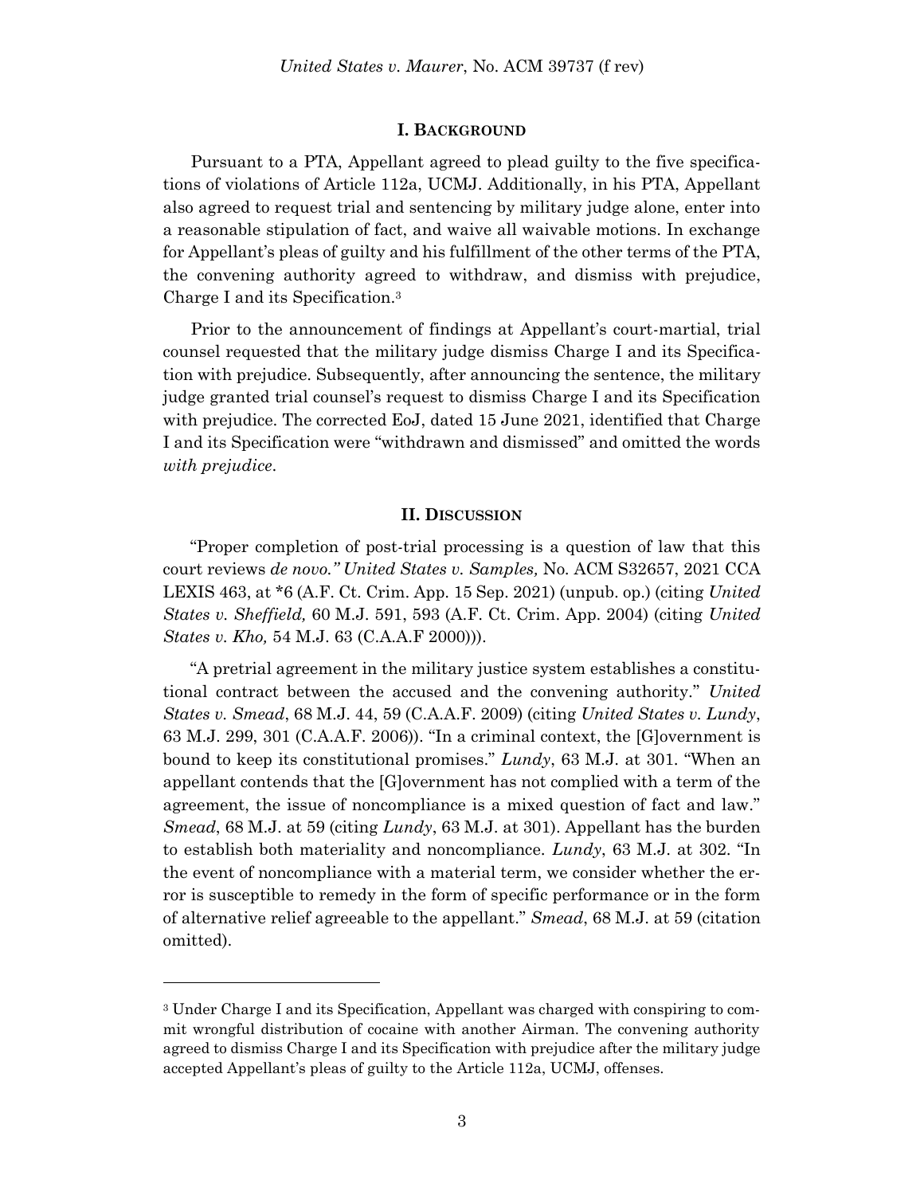## I. Background

Pursuant to a PTA, Appellant agreed to plead guilty to the five specifications of violations of Article 112a, UCMJ. Additionally, in his PTA, Appellant also agreed to request trial and sentencing by military judge alone, enter into a reasonable stipulation of fact, and waive all waivable motions. In exchange for Appellant's pleas of guilty and his fulfillment of the other terms of the PTA, the convening authority agreed to withdraw, and dismiss with prejudice, Charge I and its Specification.[3]

Prior to the announcement of findings at Appellant's court-martial, trial counsel requested that the military judge dismiss Charge I and its Specification with prejudice. Subsequently, after announcing the sentence, the military judge granted trial counsel's request to dismiss Charge I and its Specification with prejudice. The corrected EoJ, dated 15 June 2021, identified that Charge I and its Specification were "withdrawn and dismissed" and omitted the words *with prejudice*.

## II. Discussion

"Proper completion of post-trial processing is a question of law that this court reviews *de novo.*" *United States v. Samples,* No. ACM S32657, 2021 CCA LEXIS 463, at *6 (A.F. Ct. Crim. App. 15 Sep. 2021) (unpub. op.) (citing *United States v. Sheffield,* 60 M.J. 591, 593 (A.F. Ct. Crim. App. 2004) (citing *United States v. Kho,* 54 M.J. 63 (C.A.A.F 2000))).

"A pretrial agreement in the military justice system establishes a constitutional contract between the accused and the convening authority." *United States v. Smead*, 68 M.J. 44, 59 (C.A.A.F. 2009) (citing *United States v. Lundy*, 63 M.J. 299, 301 (C.A.A.F. 2006)). "In a criminal context, the [G]overnment is bound to keep its constitutional promises." *Lundy*, 63 M.J. at 301. "When an appellant contends that the [G]overnment has not complied with a term of the agreement, the issue of noncompliance is a mixed question of fact and law." *Smead*, 68 M.J. at 59 (citing *Lundy*, 63 M.J. at 301). Appellant has the burden to establish both materiality and noncompliance. *Lundy*, 63 M.J. at 302. "In the event of noncompliance with a material term, we consider whether the error is susceptible to remedy in the form of specific performance or in the form of alternative relief agreeable to the appellant." *Smead*, 68 M.J. at 59 (citation omitted).

---

[3] Under Charge I and its Specification, Appellant was charged with conspiring to commit wrongful distribution of cocaine with another Airman. The convening authority agreed to dismiss Charge I and its Specification with prejudice after the military judge accepted Appellant's pleas of guilty to the Article 112a, UCMJ, offenses.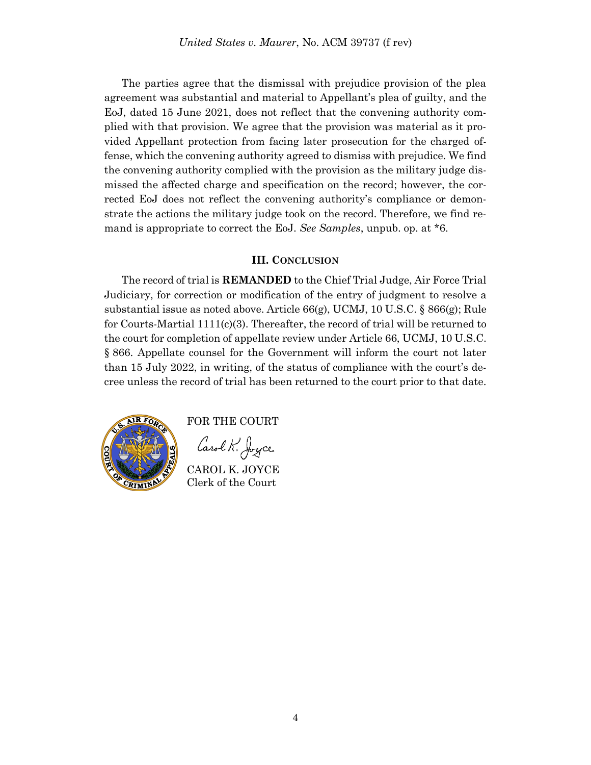The parties agree that the dismissal with prejudice provision of the plea agreement was substantial and material to Appellant's plea of guilty, and the EoJ, dated 15 June 2021, does not reflect that the convening authority complied with that provision. We agree that the provision was material as it provided Appellant protection from facing later prosecution for the charged offense, which the convening authority agreed to dismiss with prejudice. We find the convening authority complied with the provision as the military judge dismissed the affected charge and specification on the record; however, the corrected EoJ does not reflect the convening authority's compliance or demonstrate the actions the military judge took on the record. Therefore, we find remand is appropriate to correct the EoJ. *See Samples*, unpub. op. at *6.

### III. CONCLUSION

The record of trial is **REMANDED** to the Chief Trial Judge, Air Force Trial Judiciary, for correction or modification of the entry of judgment to resolve a substantial issue as noted above. Article 66(g), UCMJ, 10 U.S.C. § 866(g); Rule for Courts-Martial 1111(c)(3). Thereafter, the record of trial will be returned to the court for completion of appellate review under Article 66, UCMJ, 10 U.S.C. § 866. Appellate counsel for the Government will inform the court not later than 15 July 2022, in writing, of the status of compliance with the court's decree unless the record of trial has been returned to the court prior to that date.

FOR THE COURT

Carol K. Joyce

CAROL K. JOYCE
Clerk of the Court